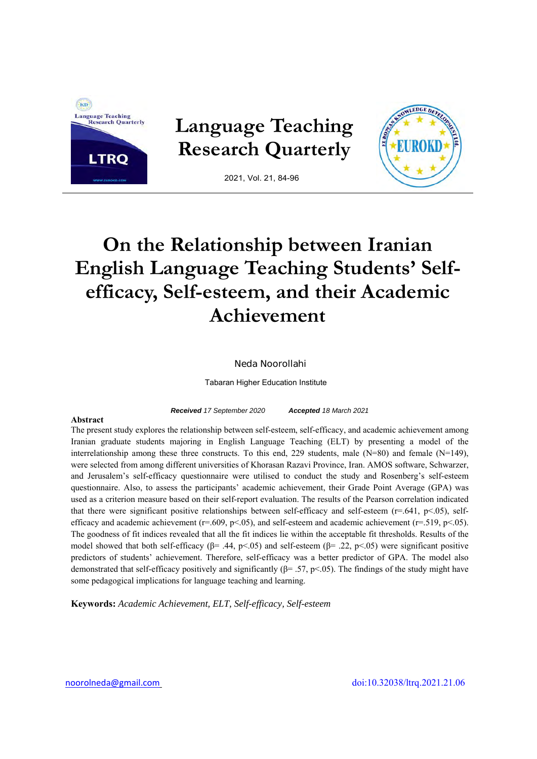# On the Relationship between Iranian English Language Teaching Students' Self-efficacy, Self-esteem, and their Academic Achievement

Neda Noorollahi

Tabaran Higher Education Institute

***Received*** *17 September 2020* ***Accepted*** *18 March 2021*

## Abstract

The present study explores the relationship between self-esteem, self-efficacy, and academic achievement among Iranian graduate students majoring in English Language Teaching (ELT) by presenting a model of the interrelationship among these three constructs. To this end, 229 students, male (N=80) and female (N=149), were selected from among different universities of Khorasan Razavi Province, Iran. AMOS software, Schwarzer, and Jerusalem's self-efficacy questionnaire were utilised to conduct the study and Rosenberg's self-esteem questionnaire. Also, to assess the participants' academic achievement, their Grade Point Average (GPA) was used as a criterion measure based on their self-report evaluation. The results of the Pearson correlation indicated that there were significant positive relationships between self-efficacy and self-esteem ($r=.641$, $p<.05$), self-efficacy and academic achievement ($r=.609$, $p<.05$), and self-esteem and academic achievement ($r=.519$, $p<.05$). The goodness of fit indices revealed that all the fit indices lie within the acceptable fit thresholds. Results of the model showed that both self-efficacy ($\beta= .44$, $p<.05$) and self-esteem ($\beta= .22$, $p<.05$) were significant positive predictors of students' achievement. Therefore, self-efficacy was a better predictor of GPA. The model also demonstrated that self-efficacy positively and significantly ($\beta= .57$, $p<.05$). The findings of the study might have some pedagogical implications for language teaching and learning.

**Keywords:** *Academic Achievement, ELT, Self-efficacy, Self-esteem*

noorolneda@gmail.com

doi:10.32038/ltrq.2021.21.06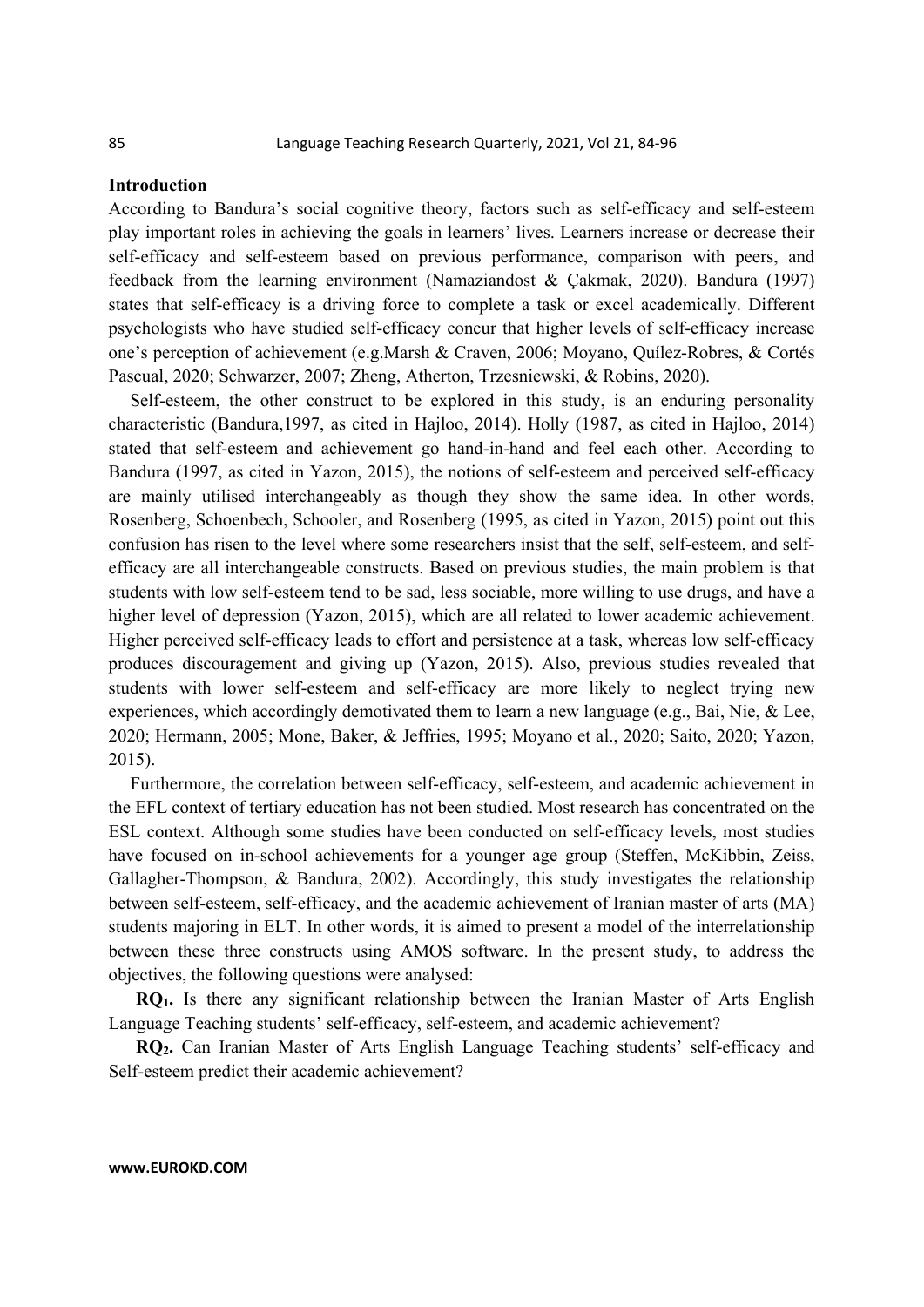**Introduction**

According to Bandura's social cognitive theory, factors such as self-efficacy and self-esteem play important roles in achieving the goals in learners' lives. Learners increase or decrease their self-efficacy and self-esteem based on previous performance, comparison with peers, and feedback from the learning environment (Namaziandost & Çakmak, 2020). Bandura (1997) states that self-efficacy is a driving force to complete a task or excel academically. Different psychologists who have studied self-efficacy concur that higher levels of self-efficacy increase one's perception of achievement (e.g.Marsh & Craven, 2006; Moyano, Quílez-Robres, & Cortés Pascual, 2020; Schwarzer, 2007; Zheng, Atherton, Trzesniewski, & Robins, 2020).

Self-esteem, the other construct to be explored in this study, is an enduring personality characteristic (Bandura,1997, as cited in Hajloo, 2014). Holly (1987, as cited in Hajloo, 2014) stated that self-esteem and achievement go hand-in-hand and feel each other. According to Bandura (1997, as cited in Yazon, 2015), the notions of self-esteem and perceived self-efficacy are mainly utilised interchangeably as though they show the same idea. In other words, Rosenberg, Schoenbech, Schooler, and Rosenberg (1995, as cited in Yazon, 2015) point out this confusion has risen to the level where some researchers insist that the self, self-esteem, and self-efficacy are all interchangeable constructs. Based on previous studies, the main problem is that students with low self-esteem tend to be sad, less sociable, more willing to use drugs, and have a higher level of depression (Yazon, 2015), which are all related to lower academic achievement. Higher perceived self-efficacy leads to effort and persistence at a task, whereas low self-efficacy produces discouragement and giving up (Yazon, 2015). Also, previous studies revealed that students with lower self-esteem and self-efficacy are more likely to neglect trying new experiences, which accordingly demotivated them to learn a new language (e.g., Bai, Nie, & Lee, 2020; Hermann, 2005; Mone, Baker, & Jeffries, 1995; Moyano et al., 2020; Saito, 2020; Yazon, 2015).

Furthermore, the correlation between self-efficacy, self-esteem, and academic achievement in the EFL context of tertiary education has not been studied. Most research has concentrated on the ESL context. Although some studies have been conducted on self-efficacy levels, most studies have focused on in-school achievements for a younger age group (Steffen, McKibbin, Zeiss, Gallagher-Thompson, & Bandura, 2002). Accordingly, this study investigates the relationship between self-esteem, self-efficacy, and the academic achievement of Iranian master of arts (MA) students majoring in ELT. In other words, it is aimed to present a model of the interrelationship between these three constructs using AMOS software. In the present study, to address the objectives, the following questions were analysed:

**$RQ_1$.** Is there any significant relationship between the Iranian Master of Arts English Language Teaching students' self-efficacy, self-esteem, and academic achievement?

**$RQ_2$.** Can Iranian Master of Arts English Language Teaching students' self-efficacy and Self-esteem predict their academic achievement?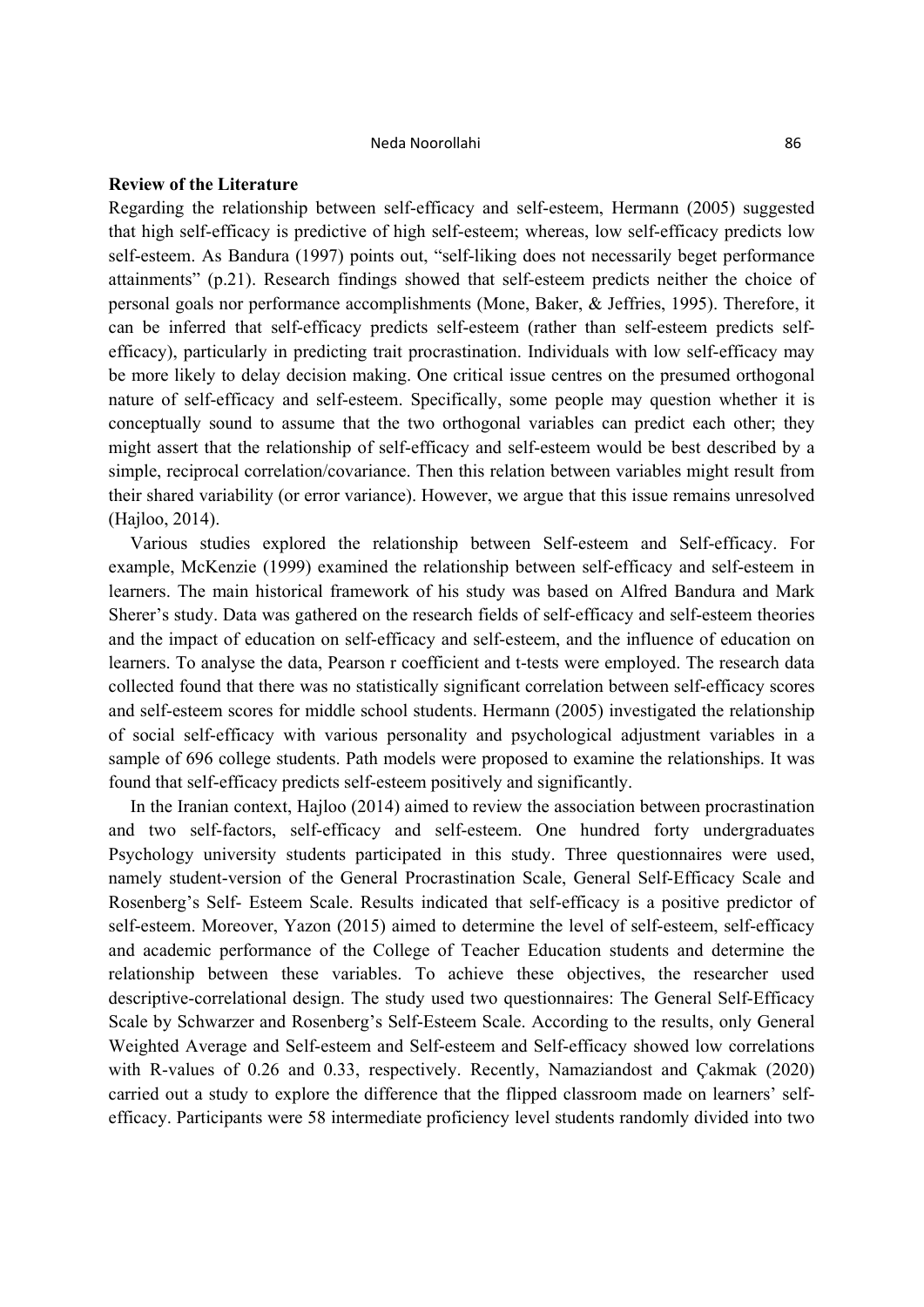## Review of the Literature

Regarding the relationship between self-efficacy and self-esteem, Hermann (2005) suggested that high self-efficacy is predictive of high self-esteem; whereas, low self-efficacy predicts low self-esteem. As Bandura (1997) points out, "self-liking does not necessarily beget performance attainments" (p.21). Research findings showed that self-esteem predicts neither the choice of personal goals nor performance accomplishments (Mone, Baker, & Jeffries, 1995). Therefore, it can be inferred that self-efficacy predicts self-esteem (rather than self-esteem predicts self-efficacy), particularly in predicting trait procrastination. Individuals with low self-efficacy may be more likely to delay decision making. One critical issue centres on the presumed orthogonal nature of self-efficacy and self-esteem. Specifically, some people may question whether it is conceptually sound to assume that the two orthogonal variables can predict each other; they might assert that the relationship of self-efficacy and self-esteem would be best described by a simple, reciprocal correlation/covariance. Then this relation between variables might result from their shared variability (or error variance). However, we argue that this issue remains unresolved (Hajloo, 2014).

Various studies explored the relationship between Self-esteem and Self-efficacy. For example, McKenzie (1999) examined the relationship between self-efficacy and self-esteem in learners. The main historical framework of his study was based on Alfred Bandura and Mark Sherer's study. Data was gathered on the research fields of self-efficacy and self-esteem theories and the impact of education on self-efficacy and self-esteem, and the influence of education on learners. To analyse the data, Pearson r coefficient and t-tests were employed. The research data collected found that there was no statistically significant correlation between self-efficacy scores and self-esteem scores for middle school students. Hermann (2005) investigated the relationship of social self-efficacy with various personality and psychological adjustment variables in a sample of 696 college students. Path models were proposed to examine the relationships. It was found that self-efficacy predicts self-esteem positively and significantly.

In the Iranian context, Hajloo (2014) aimed to review the association between procrastination and two self-factors, self-efficacy and self-esteem. One hundred forty undergraduates Psychology university students participated in this study. Three questionnaires were used, namely student-version of the General Procrastination Scale, General Self-Efficacy Scale and Rosenberg's Self- Esteem Scale. Results indicated that self-efficacy is a positive predictor of self-esteem. Moreover, Yazon (2015) aimed to determine the level of self-esteem, self-efficacy and academic performance of the College of Teacher Education students and determine the relationship between these variables. To achieve these objectives, the researcher used descriptive-correlational design. The study used two questionnaires: The General Self-Efficacy Scale by Schwarzer and Rosenberg's Self-Esteem Scale. According to the results, only General Weighted Average and Self-esteem and Self-esteem and Self-efficacy showed low correlations with R-values of 0.26 and 0.33, respectively. Recently, Namaziandost and Çakmak (2020) carried out a study to explore the difference that the flipped classroom made on learners' self-efficacy. Participants were 58 intermediate proficiency level students randomly divided into two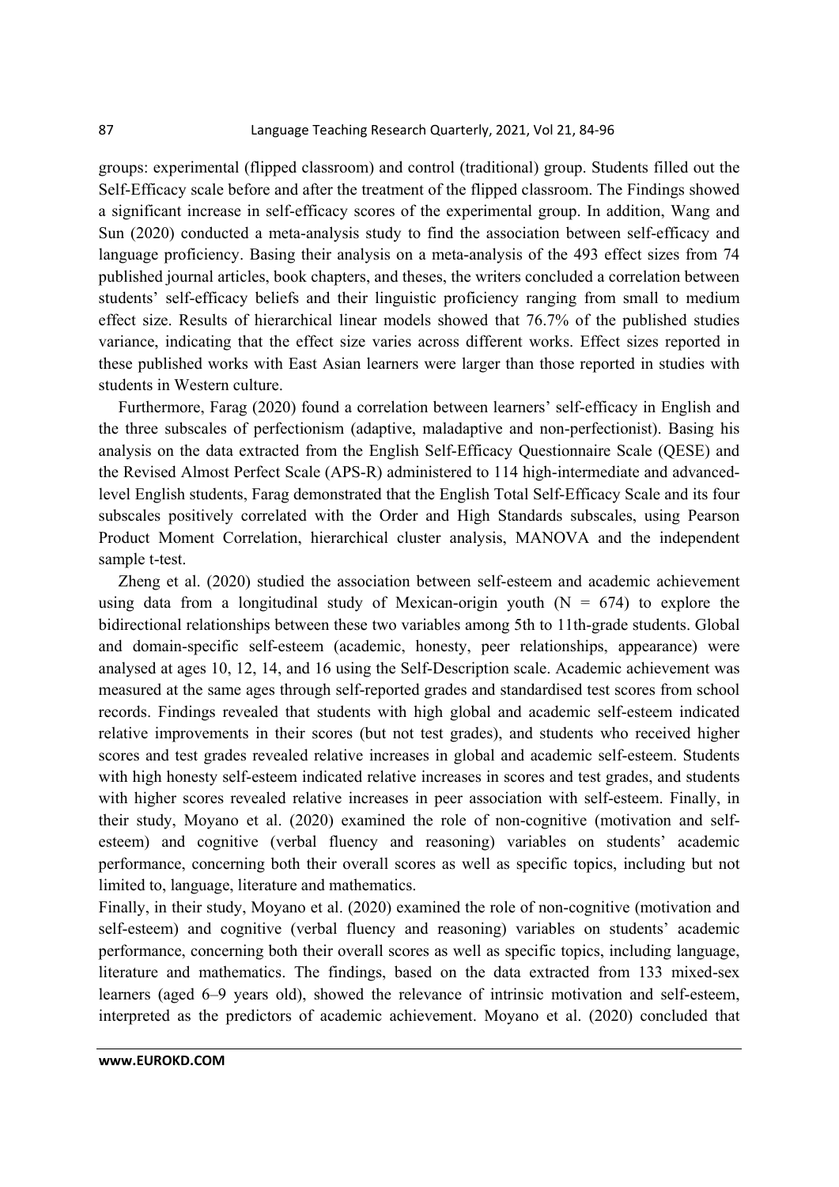groups: experimental (flipped classroom) and control (traditional) group. Students filled out the Self-Efficacy scale before and after the treatment of the flipped classroom. The Findings showed a significant increase in self-efficacy scores of the experimental group. In addition, Wang and Sun (2020) conducted a meta-analysis study to find the association between self-efficacy and language proficiency. Basing their analysis on a meta-analysis of the 493 effect sizes from 74 published journal articles, book chapters, and theses, the writers concluded a correlation between students' self-efficacy beliefs and their linguistic proficiency ranging from small to medium effect size. Results of hierarchical linear models showed that 76.7% of the published studies variance, indicating that the effect size varies across different works. Effect sizes reported in these published works with East Asian learners were larger than those reported in studies with students in Western culture.

Furthermore, Farag (2020) found a correlation between learners' self-efficacy in English and the three subscales of perfectionism (adaptive, maladaptive and non-perfectionist). Basing his analysis on the data extracted from the English Self-Efficacy Questionnaire Scale (QESE) and the Revised Almost Perfect Scale (APS-R) administered to 114 high-intermediate and advanced-level English students, Farag demonstrated that the English Total Self-Efficacy Scale and its four subscales positively correlated with the Order and High Standards subscales, using Pearson Product Moment Correlation, hierarchical cluster analysis, MANOVA and the independent sample t-test.

Zheng et al. (2020) studied the association between self-esteem and academic achievement using data from a longitudinal study of Mexican-origin youth ($N = 674$) to explore the bidirectional relationships between these two variables among 5th to 11th-grade students. Global and domain-specific self-esteem (academic, honesty, peer relationships, appearance) were analysed at ages 10, 12, 14, and 16 using the Self-Description scale. Academic achievement was measured at the same ages through self-reported grades and standardised test scores from school records. Findings revealed that students with high global and academic self-esteem indicated relative improvements in their scores (but not test grades), and students who received higher scores and test grades revealed relative increases in global and academic self-esteem. Students with high honesty self-esteem indicated relative increases in scores and test grades, and students with higher scores revealed relative increases in peer association with self-esteem. Finally, in their study, Moyano et al. (2020) examined the role of non-cognitive (motivation and self-esteem) and cognitive (verbal fluency and reasoning) variables on students' academic performance, concerning both their overall scores as well as specific topics, including but not limited to, language, literature and mathematics.

Finally, in their study, Moyano et al. (2020) examined the role of non-cognitive (motivation and self-esteem) and cognitive (verbal fluency and reasoning) variables on students' academic performance, concerning both their overall scores as well as specific topics, including language, literature and mathematics. The findings, based on the data extracted from 133 mixed-sex learners (aged 6–9 years old), showed the relevance of intrinsic motivation and self-esteem, interpreted as the predictors of academic achievement. Moyano et al. (2020) concluded that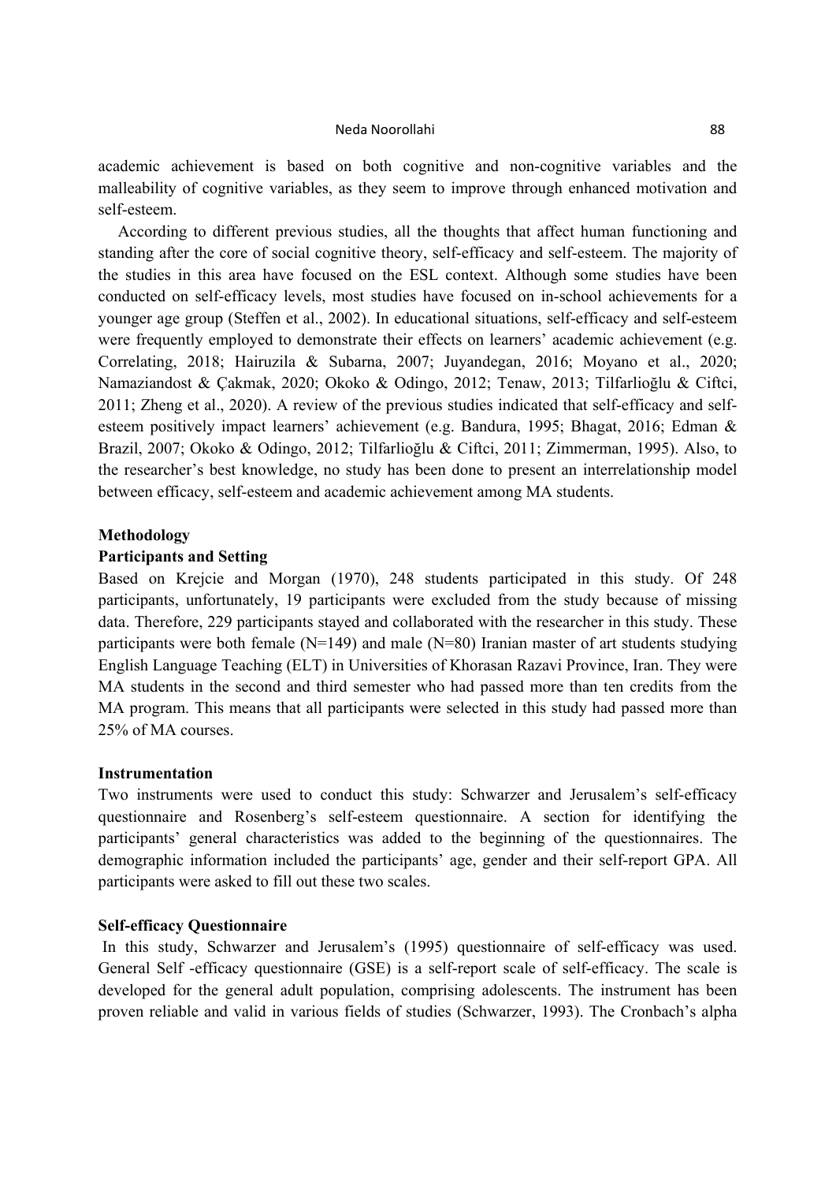academic achievement is based on both cognitive and non-cognitive variables and the malleability of cognitive variables, as they seem to improve through enhanced motivation and self-esteem.

According to different previous studies, all the thoughts that affect human functioning and standing after the core of social cognitive theory, self-efficacy and self-esteem. The majority of the studies in this area have focused on the ESL context. Although some studies have been conducted on self-efficacy levels, most studies have focused on in-school achievements for a younger age group (Steffen et al., 2002). In educational situations, self-efficacy and self-esteem were frequently employed to demonstrate their effects on learners' academic achievement (e.g. Correlating, 2018; Hairuzila & Subarna, 2007; Juyandegan, 2016; Moyano et al., 2020; Namaziandost & Çakmak, 2020; Okoko & Odingo, 2012; Tenaw, 2013; Tilfarlioğlu & Ciftci, 2011; Zheng et al., 2020). A review of the previous studies indicated that self-efficacy and self-esteem positively impact learners' achievement (e.g. Bandura, 1995; Bhagat, 2016; Edman & Brazil, 2007; Okoko & Odingo, 2012; Tilfarlioğlu & Ciftci, 2011; Zimmerman, 1995). Also, to the researcher's best knowledge, no study has been done to present an interrelationship model between efficacy, self-esteem and academic achievement among MA students.

## Methodology

### Participants and Setting

Based on Krejcie and Morgan (1970), 248 students participated in this study. Of 248 participants, unfortunately, 19 participants were excluded from the study because of missing data. Therefore, 229 participants stayed and collaborated with the researcher in this study. These participants were both female (N=149) and male (N=80) Iranian master of art students studying English Language Teaching (ELT) in Universities of Khorasan Razavi Province, Iran. They were MA students in the second and third semester who had passed more than ten credits from the MA program. This means that all participants were selected in this study had passed more than 25% of MA courses.

### Instrumentation

Two instruments were used to conduct this study: Schwarzer and Jerusalem's self-efficacy questionnaire and Rosenberg's self-esteem questionnaire. A section for identifying the participants' general characteristics was added to the beginning of the questionnaires. The demographic information included the participants' age, gender and their self-report GPA. All participants were asked to fill out these two scales.

### Self-efficacy Questionnaire

In this study, Schwarzer and Jerusalem's (1995) questionnaire of self-efficacy was used. General Self -efficacy questionnaire (GSE) is a self-report scale of self-efficacy. The scale is developed for the general adult population, comprising adolescents. The instrument has been proven reliable and valid in various fields of studies (Schwarzer, 1993). The Cronbach's alpha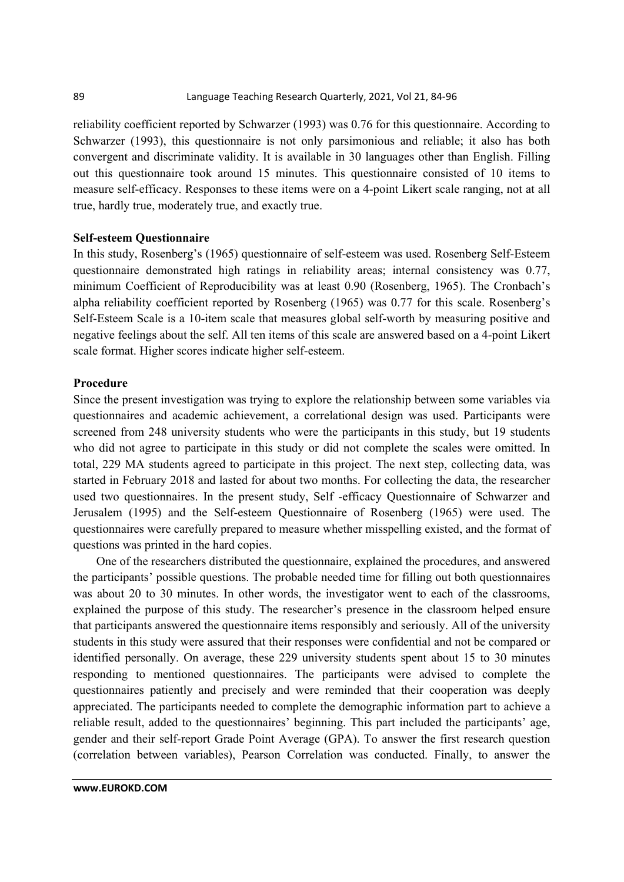reliability coefficient reported by Schwarzer (1993) was 0.76 for this questionnaire. According to Schwarzer (1993), this questionnaire is not only parsimonious and reliable; it also has both convergent and discriminate validity. It is available in 30 languages other than English. Filling out this questionnaire took around 15 minutes. This questionnaire consisted of 10 items to measure self-efficacy. Responses to these items were on a 4-point Likert scale ranging, not at all true, hardly true, moderately true, and exactly true.

### Self-esteem Questionnaire

In this study, Rosenberg's (1965) questionnaire of self-esteem was used. Rosenberg Self-Esteem questionnaire demonstrated high ratings in reliability areas; internal consistency was 0.77, minimum Coefficient of Reproducibility was at least 0.90 (Rosenberg, 1965). The Cronbach's alpha reliability coefficient reported by Rosenberg (1965) was 0.77 for this scale. Rosenberg's Self-Esteem Scale is a 10-item scale that measures global self-worth by measuring positive and negative feelings about the self. All ten items of this scale are answered based on a 4-point Likert scale format. Higher scores indicate higher self-esteem.

### Procedure

Since the present investigation was trying to explore the relationship between some variables via questionnaires and academic achievement, a correlational design was used. Participants were screened from 248 university students who were the participants in this study, but 19 students who did not agree to participate in this study or did not complete the scales were omitted. In total, 229 MA students agreed to participate in this project. The next step, collecting data, was started in February 2018 and lasted for about two months. For collecting the data, the researcher used two questionnaires. In the present study, Self -efficacy Questionnaire of Schwarzer and Jerusalem (1995) and the Self-esteem Questionnaire of Rosenberg (1965) were used. The questionnaires were carefully prepared to measure whether misspelling existed, and the format of questions was printed in the hard copies.

One of the researchers distributed the questionnaire, explained the procedures, and answered the participants' possible questions. The probable needed time for filling out both questionnaires was about 20 to 30 minutes. In other words, the investigator went to each of the classrooms, explained the purpose of this study. The researcher's presence in the classroom helped ensure that participants answered the questionnaire items responsibly and seriously. All of the university students in this study were assured that their responses were confidential and not be compared or identified personally. On average, these 229 university students spent about 15 to 30 minutes responding to mentioned questionnaires. The participants were advised to complete the questionnaires patiently and precisely and were reminded that their cooperation was deeply appreciated. The participants needed to complete the demographic information part to achieve a reliable result, added to the questionnaires' beginning. This part included the participants' age, gender and their self-report Grade Point Average (GPA). To answer the first research question (correlation between variables), Pearson Correlation was conducted. Finally, to answer the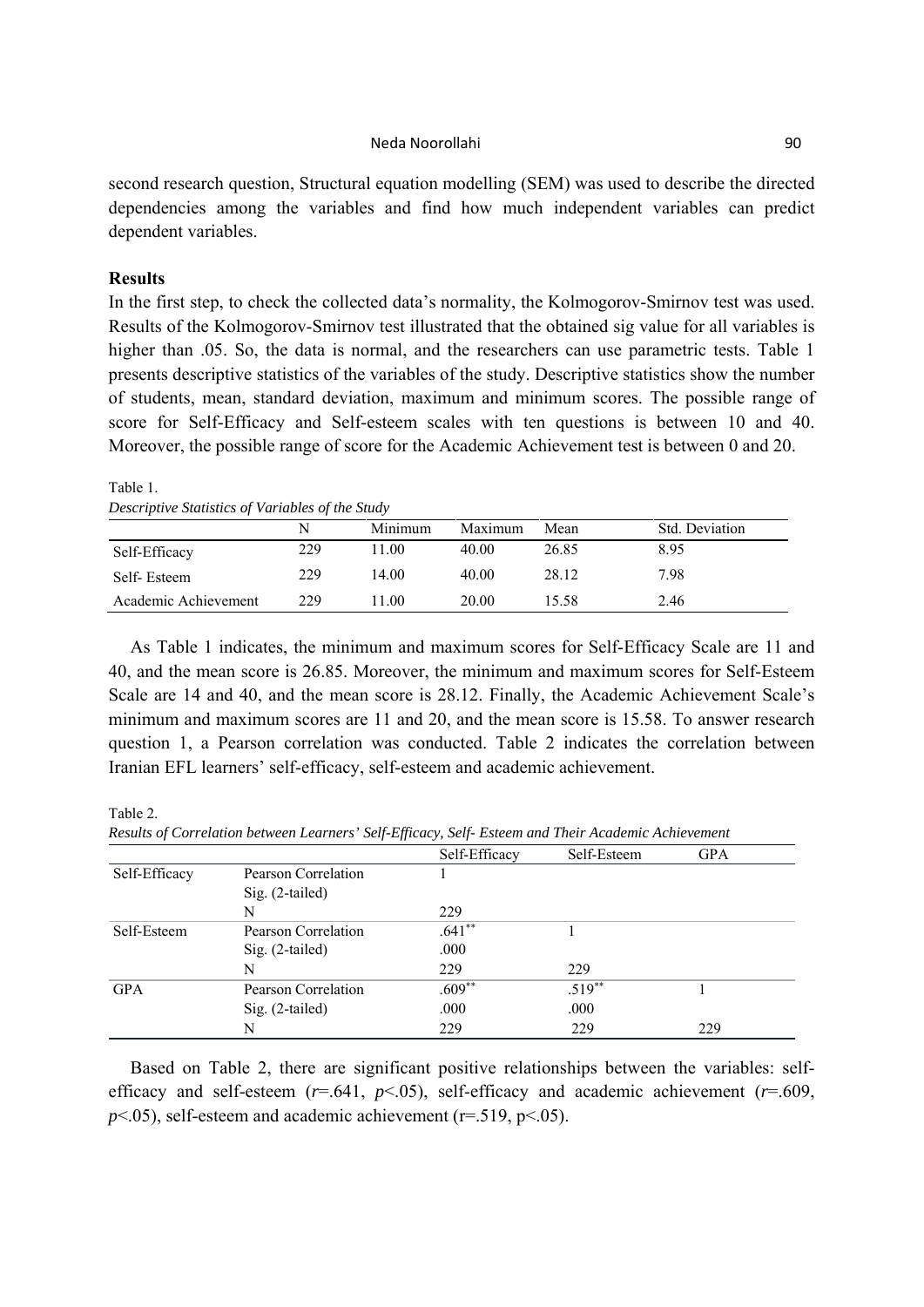second research question, Structural equation modelling (SEM) was used to describe the directed dependencies among the variables and find how much independent variables can predict dependent variables.

## Results

In the first step, to check the collected data's normality, the Kolmogorov-Smirnov test was used. Results of the Kolmogorov-Smirnov test illustrated that the obtained sig value for all variables is higher than .05. So, the data is normal, and the researchers can use parametric tests. Table 1 presents descriptive statistics of the variables of the study. Descriptive statistics show the number of students, mean, standard deviation, maximum and minimum scores. The possible range of score for Self-Efficacy and Self-esteem scales with ten questions is between 10 and 40. Moreover, the possible range of score for the Academic Achievement test is between 0 and 20.

Table 1.
*Descriptive Statistics of Variables of the Study*

| | N | Minimum | Maximum | Mean | Std. Deviation |
|---|---|---|---|---|---|
| Self-Efficacy | 229 | 11.00 | 40.00 | 26.85 | 8.95 |
| Self- Esteem | 229 | 14.00 | 40.00 | 28.12 | 7.98 |
| Academic Achievement | 229 | 11.00 | 20.00 | 15.58 | 2.46 |

As Table 1 indicates, the minimum and maximum scores for Self-Efficacy Scale are 11 and 40, and the mean score is 26.85. Moreover, the minimum and maximum scores for Self-Esteem Scale are 14 and 40, and the mean score is 28.12. Finally, the Academic Achievement Scale's minimum and maximum scores are 11 and 20, and the mean score is 15.58. To answer research question 1, a Pearson correlation was conducted. Table 2 indicates the correlation between Iranian EFL learners' self-efficacy, self-esteem and academic achievement.

Table 2.
*Results of Correlation between Learners' Self-Efficacy, Self- Esteem and Their Academic Achievement*

| | | Self-Efficacy | Self-Esteem | GPA |
|---|---|---|---|---|
| Self-Efficacy | Pearson Correlation | 1 | | |
| | Sig. (2-tailed) | | | |
| | N | 229 | | |
| Self-Esteem | Pearson Correlation | .641** | 1 | |
| | Sig. (2-tailed) | .000 | | |
| | N | 229 | 229 | |
| GPA | Pearson Correlation | .609** | .519** | 1 |
| | Sig. (2-tailed) | .000 | .000 | |
| | N | 229 | 229 | 229 |

Based on Table 2, there are significant positive relationships between the variables: self-efficacy and self-esteem ($r$=.641, $p$<.05), self-efficacy and academic achievement ($r$=.609, $p$<.05), self-esteem and academic achievement (r=.519, p<.05).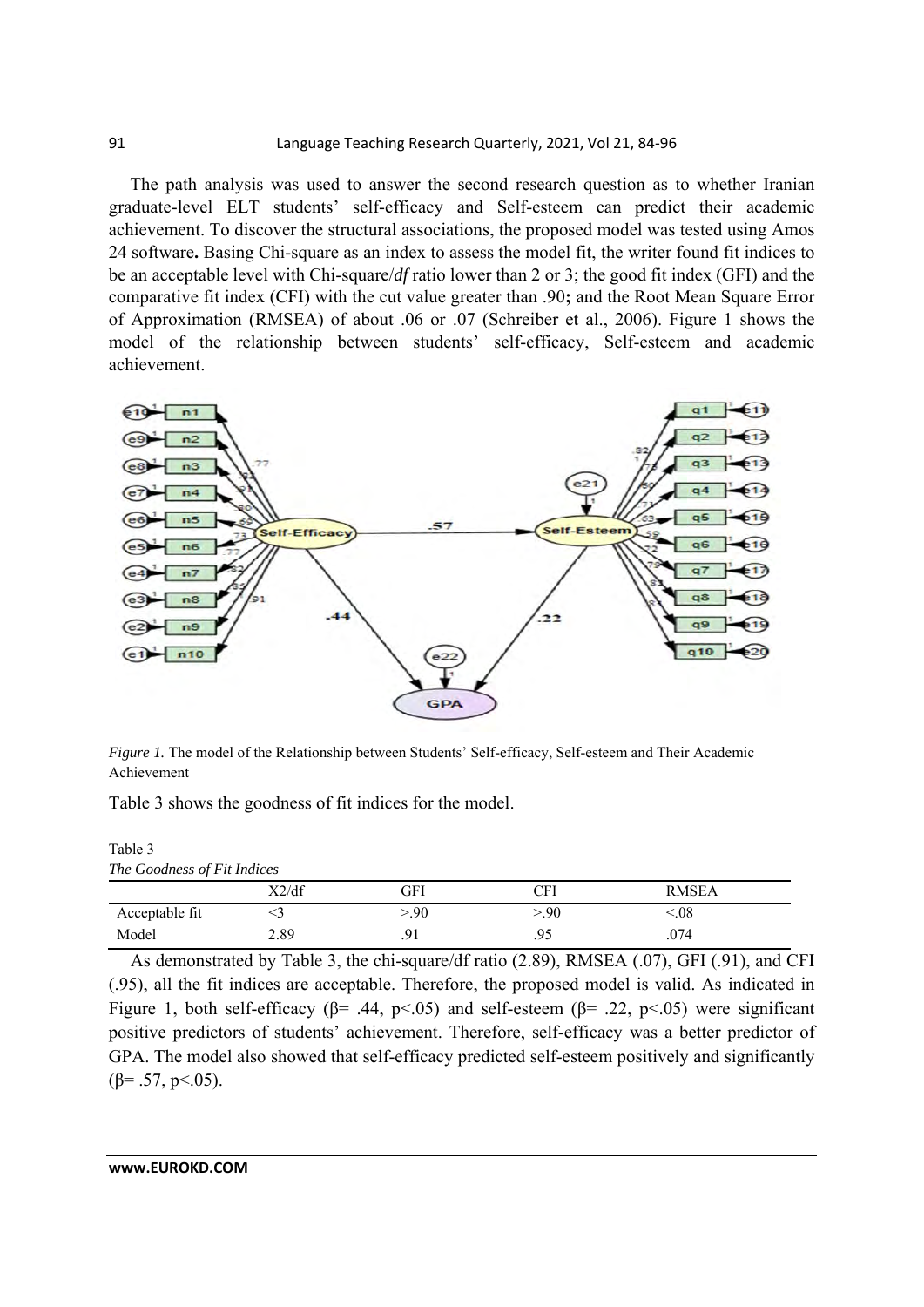The path analysis was used to answer the second research question as to whether Iranian graduate-level ELT students' self-efficacy and Self-esteem can predict their academic achievement. To discover the structural associations, the proposed model was tested using Amos 24 software**.** Basing Chi-square as an index to assess the model fit, the writer found fit indices to be an acceptable level with Chi-square/*df* ratio lower than 2 or 3; the good fit index (GFI) and the comparative fit index (CFI) with the cut value greater than .90**;** and the Root Mean Square Error of Approximation (RMSEA) of about .06 or .07 (Schreiber et al., 2006). Figure 1 shows the model of the relationship between students' self-efficacy, Self-esteem and academic achievement.

Self-Efficacy
Self-Esteem
GPA
.57
.44
.22
e21
e22

*Figure 1.* The model of the Relationship between Students' Self-efficacy, Self-esteem and Their Academic Achievement

Table 3 shows the goodness of fit indices for the model.

Table 3
*The Goodness of Fit Indices*

| | X2/df | GFI | CFI | RMSEA |
|---|---|---|---|---|
| Acceptable fit | <3 | >.90 | >.90 | <.08 |
| Model | 2.89 | .91 | .95 | .074 |

As demonstrated by Table 3, the chi-square/df ratio (2.89), RMSEA (.07), GFI (.91), and CFI (.95), all the fit indices are acceptable. Therefore, the proposed model is valid. As indicated in Figure 1, both self-efficacy ($\beta$= .44, $p$<.05) and self-esteem ($\beta$= .22, $p$<.05) were significant positive predictors of students' achievement. Therefore, self-efficacy was a better predictor of GPA. The model also showed that self-efficacy predicted self-esteem positively and significantly ($\beta$= .57, $p$<.05).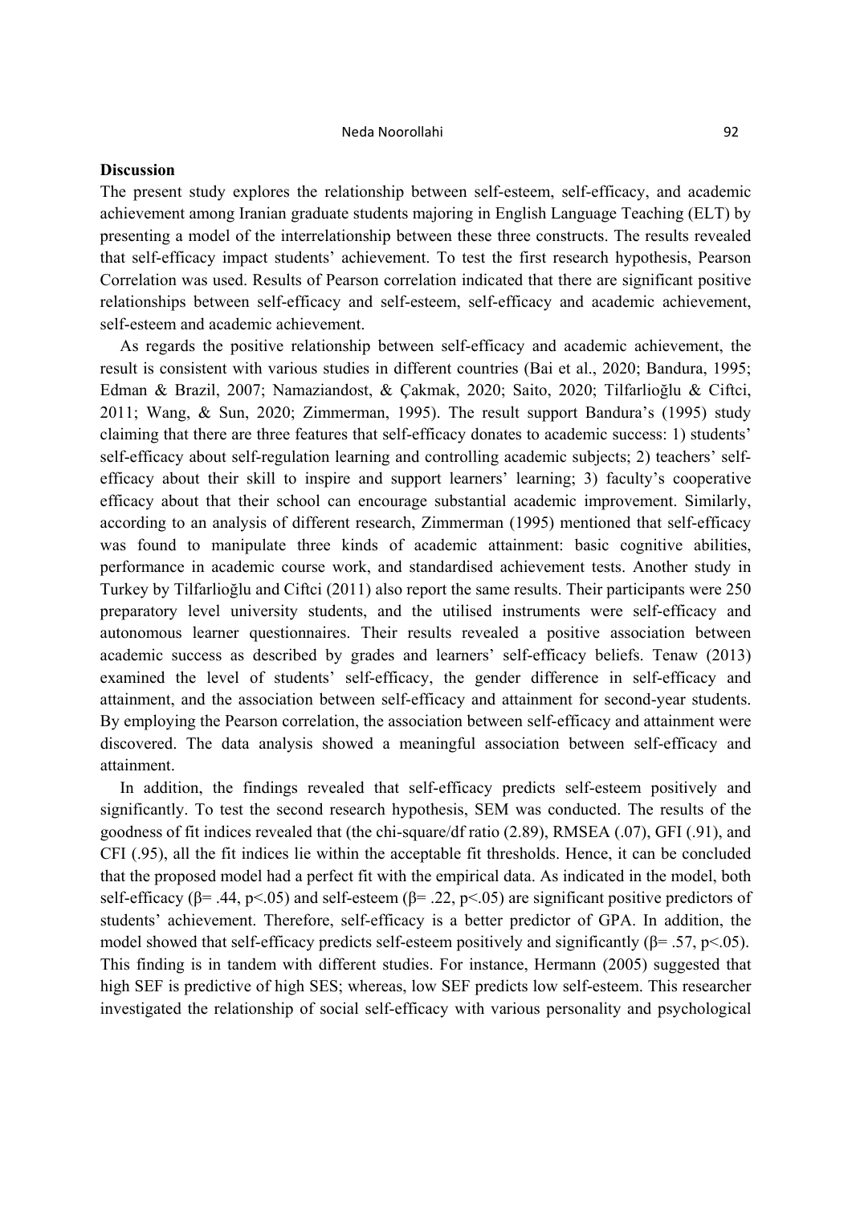## Discussion

The present study explores the relationship between self-esteem, self-efficacy, and academic achievement among Iranian graduate students majoring in English Language Teaching (ELT) by presenting a model of the interrelationship between these three constructs. The results revealed that self-efficacy impact students' achievement. To test the first research hypothesis, Pearson Correlation was used. Results of Pearson correlation indicated that there are significant positive relationships between self-efficacy and self-esteem, self-efficacy and academic achievement, self-esteem and academic achievement.

As regards the positive relationship between self-efficacy and academic achievement, the result is consistent with various studies in different countries (Bai et al., 2020; Bandura, 1995; Edman & Brazil, 2007; Namaziandost, & Çakmak, 2020; Saito, 2020; Tilfarlioğlu & Ciftci, 2011; Wang, & Sun, 2020; Zimmerman, 1995). The result support Bandura's (1995) study claiming that there are three features that self-efficacy donates to academic success: 1) students' self-efficacy about self-regulation learning and controlling academic subjects; 2) teachers' self-efficacy about their skill to inspire and support learners' learning; 3) faculty's cooperative efficacy about that their school can encourage substantial academic improvement. Similarly, according to an analysis of different research, Zimmerman (1995) mentioned that self-efficacy was found to manipulate three kinds of academic attainment: basic cognitive abilities, performance in academic course work, and standardised achievement tests. Another study in Turkey by Tilfarlioğlu and Ciftci (2011) also report the same results. Their participants were 250 preparatory level university students, and the utilised instruments were self-efficacy and autonomous learner questionnaires. Their results revealed a positive association between academic success as described by grades and learners' self-efficacy beliefs. Tenaw (2013) examined the level of students' self-efficacy, the gender difference in self-efficacy and attainment, and the association between self-efficacy and attainment for second-year students. By employing the Pearson correlation, the association between self-efficacy and attainment were discovered. The data analysis showed a meaningful association between self-efficacy and attainment.

In addition, the findings revealed that self-efficacy predicts self-esteem positively and significantly. To test the second research hypothesis, SEM was conducted. The results of the goodness of fit indices revealed that (the chi-square/df ratio (2.89), RMSEA (.07), GFI (.91), and CFI (.95), all the fit indices lie within the acceptable fit thresholds. Hence, it can be concluded that the proposed model had a perfect fit with the empirical data. As indicated in the model, both self-efficacy ($\beta = .44$, $p < .05$) and self-esteem ($\beta = .22$, $p < .05$) are significant positive predictors of students' achievement. Therefore, self-efficacy is a better predictor of GPA. In addition, the model showed that self-efficacy predicts self-esteem positively and significantly ($\beta = .57$, $p < .05$). This finding is in tandem with different studies. For instance, Hermann (2005) suggested that high SEF is predictive of high SES; whereas, low SEF predicts low self-esteem. This researcher investigated the relationship of social self-efficacy with various personality and psychological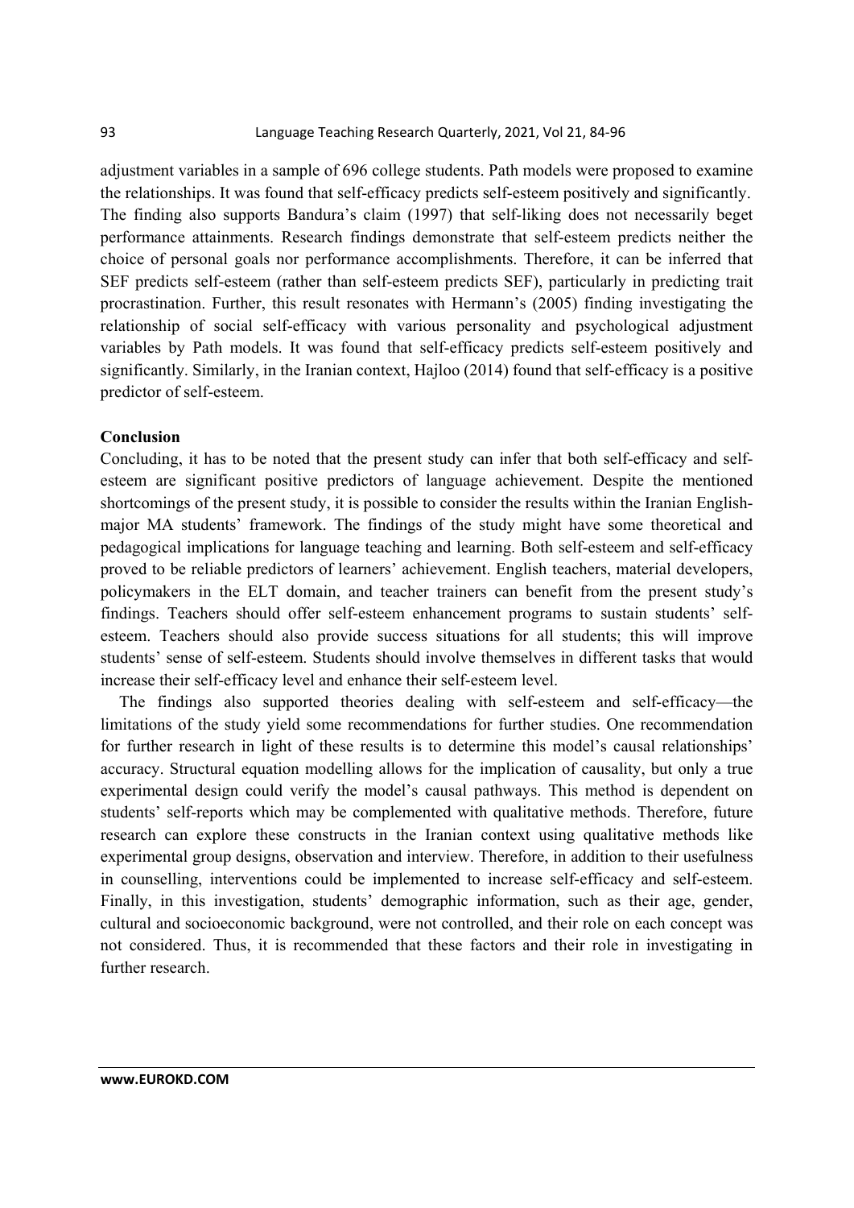adjustment variables in a sample of 696 college students. Path models were proposed to examine the relationships. It was found that self-efficacy predicts self-esteem positively and significantly. The finding also supports Bandura's claim (1997) that self-liking does not necessarily beget performance attainments. Research findings demonstrate that self-esteem predicts neither the choice of personal goals nor performance accomplishments. Therefore, it can be inferred that SEF predicts self-esteem (rather than self-esteem predicts SEF), particularly in predicting trait procrastination. Further, this result resonates with Hermann's (2005) finding investigating the relationship of social self-efficacy with various personality and psychological adjustment variables by Path models. It was found that self-efficacy predicts self-esteem positively and significantly. Similarly, in the Iranian context, Hajloo (2014) found that self-efficacy is a positive predictor of self-esteem.

## Conclusion

Concluding, it has to be noted that the present study can infer that both self-efficacy and self-esteem are significant positive predictors of language achievement. Despite the mentioned shortcomings of the present study, it is possible to consider the results within the Iranian English-major MA students' framework. The findings of the study might have some theoretical and pedagogical implications for language teaching and learning. Both self-esteem and self-efficacy proved to be reliable predictors of learners' achievement. English teachers, material developers, policymakers in the ELT domain, and teacher trainers can benefit from the present study's findings. Teachers should offer self-esteem enhancement programs to sustain students' self-esteem. Teachers should also provide success situations for all students; this will improve students' sense of self-esteem. Students should involve themselves in different tasks that would increase their self-efficacy level and enhance their self-esteem level.

The findings also supported theories dealing with self-esteem and self-efficacy—the limitations of the study yield some recommendations for further studies. One recommendation for further research in light of these results is to determine this model's causal relationships' accuracy. Structural equation modelling allows for the implication of causality, but only a true experimental design could verify the model's causal pathways. This method is dependent on students' self-reports which may be complemented with qualitative methods. Therefore, future research can explore these constructs in the Iranian context using qualitative methods like experimental group designs, observation and interview. Therefore, in addition to their usefulness in counselling, interventions could be implemented to increase self-efficacy and self-esteem. Finally, in this investigation, students' demographic information, such as their age, gender, cultural and socioeconomic background, were not controlled, and their role on each concept was not considered. Thus, it is recommended that these factors and their role in investigating in further research.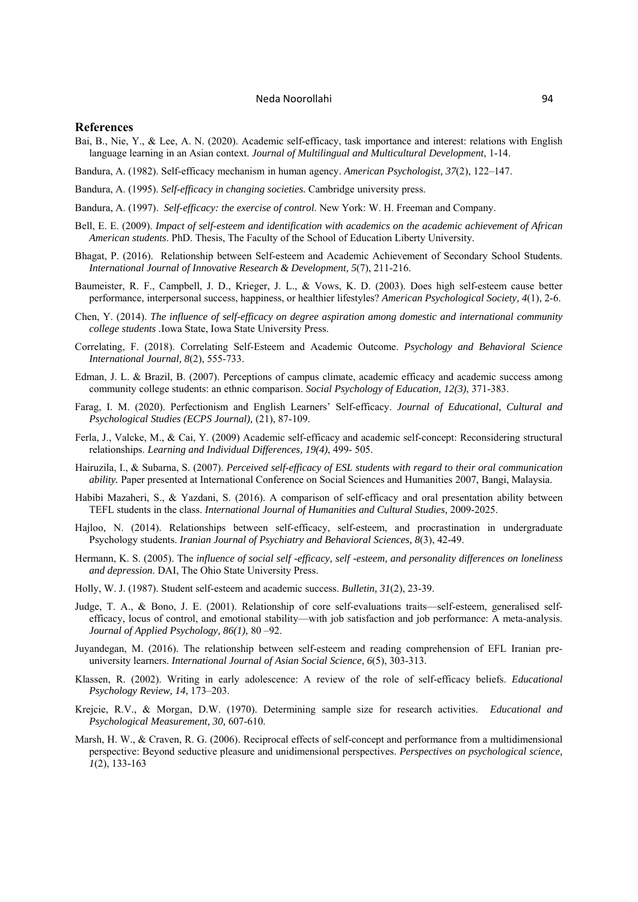## References

Bai, B., Nie, Y., & Lee, A. N. (2020). Academic self-efficacy, task importance and interest: relations with English language learning in an Asian context. *Journal of Multilingual and Multicultural Development*, 1-14.

Bandura, A. (1982). Self-efficacy mechanism in human agency. *American Psychologist, 37*(2), 122–147.

Bandura, A. (1995). *Self-efficacy in changing societies.* Cambridge university press.

Bandura, A. (1997). *Self-efficacy: the exercise of control*. New York: W. H. Freeman and Company.

Bell, E. E. (2009). *Impact of self-esteem and identification with academics on the academic achievement of African American students*. PhD. Thesis, The Faculty of the School of Education Liberty University.

Bhagat, P. (2016). Relationship between Self-esteem and Academic Achievement of Secondary School Students. *International Journal of Innovative Research & Development, 5*(7), 211-216.

Baumeister, R. F., Campbell, J. D., Krieger, J. L., & Vows, K. D. (2003). Does high self-esteem cause better performance, interpersonal success, happiness, or healthier lifestyles? *American Psychological Society, 4*(1), 2-6.

Chen, Y. (2014). *The influence of self-efficacy on degree aspiration among domestic and international community college students* .Iowa State, Iowa State University Press.

Correlating, F. (2018). Correlating Self-Esteem and Academic Outcome. *Psychology and Behavioral Science International Journal, 8*(2), 555-733.

Edman, J. L. & Brazil, B. (2007). Perceptions of campus climate, academic efficacy and academic success among community college students: an ethnic comparison. *Social Psychology of Education, 12(3)*, 371-383.

Farag, I. M. (2020). Perfectionism and English Learners' Self-efficacy. *Journal of Educational, Cultural and Psychological Studies (ECPS Journal),* (21), 87-109.

Ferla, J., Valcke, M., & Cai, Y. (2009) Academic self-efficacy and academic self-concept: Reconsidering structural relationships. *Learning and Individual Differences, 19(4)*, 499- 505.

Hairuzila, I., & Subarna, S. (2007). *Perceived self-efficacy of ESL students with regard to their oral communication ability.* Paper presented at International Conference on Social Sciences and Humanities 2007, Bangi, Malaysia.

Habibi Mazaheri, S., & Yazdani, S. (2016). A comparison of self-efficacy and oral presentation ability between TEFL students in the class. *International Journal of Humanities and Cultural Studies,* 2009-2025.

Hajloo, N. (2014). Relationships between self-efficacy, self-esteem, and procrastination in undergraduate Psychology students. *Iranian Journal of Psychiatry and Behavioral Sciences, 8*(3), 42-49.

Hermann, K. S. (2005). The *influence of social self -efficacy, self -esteem, and personality differences on loneliness and depression*. DAI, The Ohio State University Press.

Holly, W. J. (1987). Student self-esteem and academic success. *Bulletin, 31*(2), 23-39.

Judge, T. A., & Bono, J. E. (2001). Relationship of core self-evaluations traits—self-esteem, generalised self-efficacy, locus of control, and emotional stability—with job satisfaction and job performance: A meta-analysis. *Journal of Applied Psychology, 86(1)*, 80 –92.

Juyandegan, M. (2016). The relationship between self-esteem and reading comprehension of EFL Iranian pre-university learners. *International Journal of Asian Social Science, 6*(5), 303-313.

Klassen, R. (2002). Writing in early adolescence: A review of the role of self-efficacy beliefs. *Educational Psychology Review, 14*, 173–203.

Krejcie, R.V., & Morgan, D.W. (1970). Determining sample size for research activities. *Educational and Psychological Measurement, 30,* 607-610.

Marsh, H. W., & Craven, R. G. (2006). Reciprocal effects of self-concept and performance from a multidimensional perspective: Beyond seductive pleasure and unidimensional perspectives. *Perspectives on psychological science, 1*(2), 133-163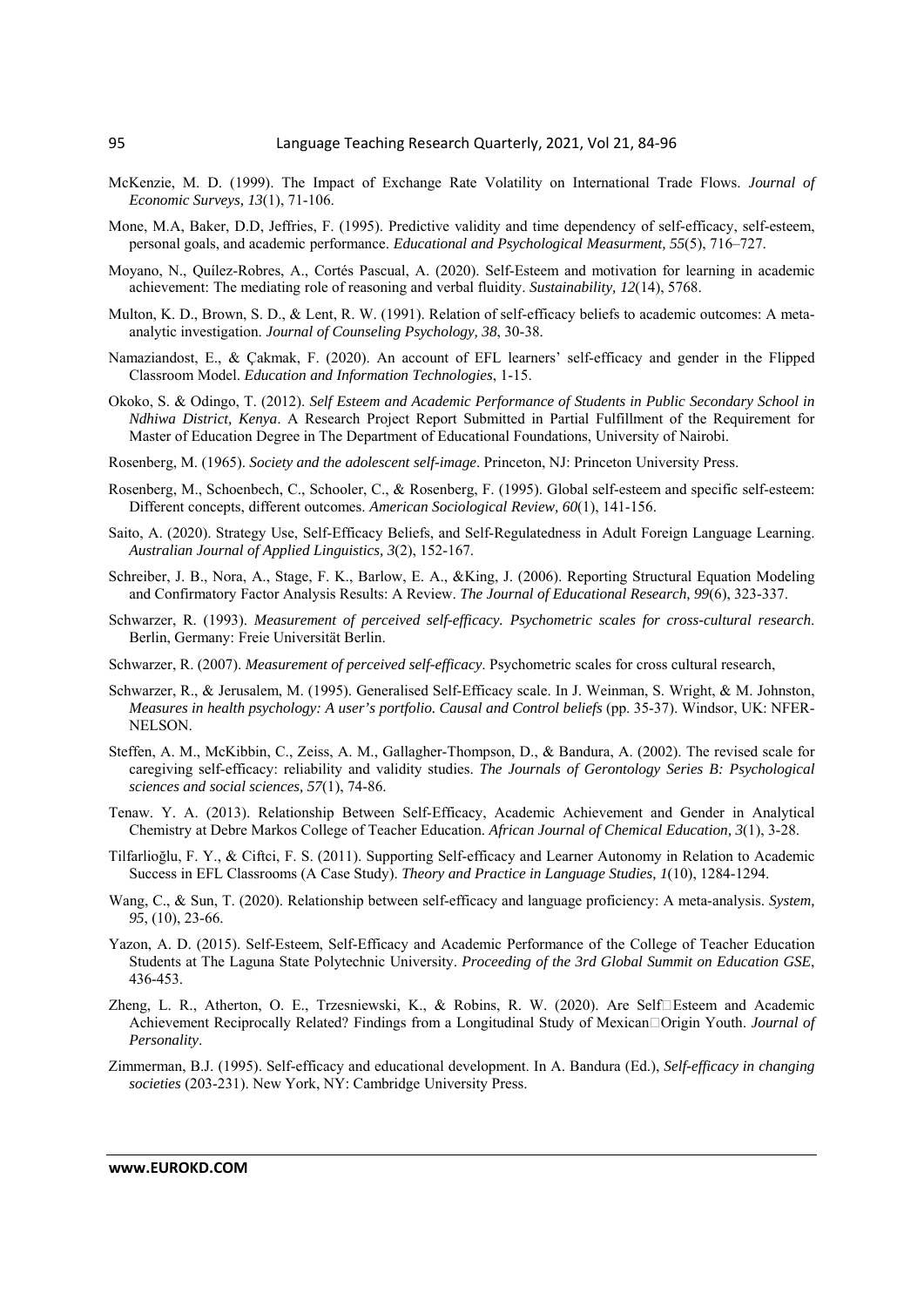McKenzie, M. D. (1999). The Impact of Exchange Rate Volatility on International Trade Flows. *Journal of Economic Surveys, 13*(1), 71-106.

Mone, M.A, Baker, D.D, Jeffries, F. (1995). Predictive validity and time dependency of self-efficacy, self-esteem, personal goals, and academic performance. *Educational and Psychological Measurment, 55*(5), 716–727.

Moyano, N., Quílez-Robres, A., Cortés Pascual, A. (2020). Self-Esteem and motivation for learning in academic achievement: The mediating role of reasoning and verbal fluidity. *Sustainability, 12*(14), 5768.

Multon, K. D., Brown, S. D., & Lent, R. W. (1991). Relation of self-efficacy beliefs to academic outcomes: A meta-analytic investigation. *Journal of Counseling Psychology, 38*, 30-38.

Namaziandost, E., & Çakmak, F. (2020). An account of EFL learners' self-efficacy and gender in the Flipped Classroom Model. *Education and Information Technologies*, 1-15.

Okoko, S. & Odingo, T. (2012). *Self Esteem and Academic Performance of Students in Public Secondary School in Ndhiwa District, Kenya*. A Research Project Report Submitted in Partial Fulfillment of the Requirement for Master of Education Degree in The Department of Educational Foundations, University of Nairobi.

Rosenberg, M. (1965). *Society and the adolescent self-image*. Princeton, NJ: Princeton University Press.

Rosenberg, M., Schoenbech, C., Schooler, C., & Rosenberg, F. (1995). Global self-esteem and specific self-esteem: Different concepts, different outcomes. *American Sociological Review, 60*(1), 141-156.

Saito, A. (2020). Strategy Use, Self-Efficacy Beliefs, and Self-Regulatedness in Adult Foreign Language Learning. *Australian Journal of Applied Linguistics, 3*(2), 152-167.

Schreiber, J. B., Nora, A., Stage, F. K., Barlow, E. A., &King, J. (2006). Reporting Structural Equation Modeling and Confirmatory Factor Analysis Results: A Review. *The Journal of Educational Research, 99*(6), 323-337.

Schwarzer, R. (1993). *Measurement of perceived self-efficacy. Psychometric scales for cross-cultural research*. Berlin, Germany: Freie Universität Berlin.

Schwarzer, R. (2007). *Measurement of perceived self-efficacy*. Psychometric scales for cross cultural research,

Schwarzer, R., & Jerusalem, M. (1995). Generalised Self-Efficacy scale. In J. Weinman, S. Wright, & M. Johnston, *Measures in health psychology: A user's portfolio. Causal and Control beliefs* (pp. 35-37). Windsor, UK: NFER-NELSON.

Steffen, A. M., McKibbin, C., Zeiss, A. M., Gallagher-Thompson, D., & Bandura, A. (2002). The revised scale for caregiving self-efficacy: reliability and validity studies. *The Journals of Gerontology Series B: Psychological sciences and social sciences, 57*(1), 74-86.

Tenaw. Y. A. (2013). Relationship Between Self-Efficacy, Academic Achievement and Gender in Analytical Chemistry at Debre Markos College of Teacher Education. *African Journal of Chemical Education, 3*(1), 3-28.

Tilfarlioğlu, F. Y., & Ciftci, F. S. (2011). Supporting Self-efficacy and Learner Autonomy in Relation to Academic Success in EFL Classrooms (A Case Study). *Theory and Practice in Language Studies, 1*(10), 1284-1294.

Wang, C., & Sun, T. (2020). Relationship between self-efficacy and language proficiency: A meta-analysis. *System, 95*, (10), 23-66.

Yazon, A. D. (2015). Self-Esteem, Self-Efficacy and Academic Performance of the College of Teacher Education Students at The Laguna State Polytechnic University. *Proceeding of the 3rd Global Summit on Education GSE*, 436-453.

Zheng, L. R., Atherton, O. E., Trzesniewski, K., & Robins, R. W. (2020). Are Self□Esteem and Academic Achievement Reciprocally Related? Findings from a Longitudinal Study of Mexican□Origin Youth. *Journal of Personality*.

Zimmerman, B.J. (1995). Self-efficacy and educational development. In A. Bandura (Ed.), *Self-efficacy in changing societies* (203-231). New York, NY: Cambridge University Press.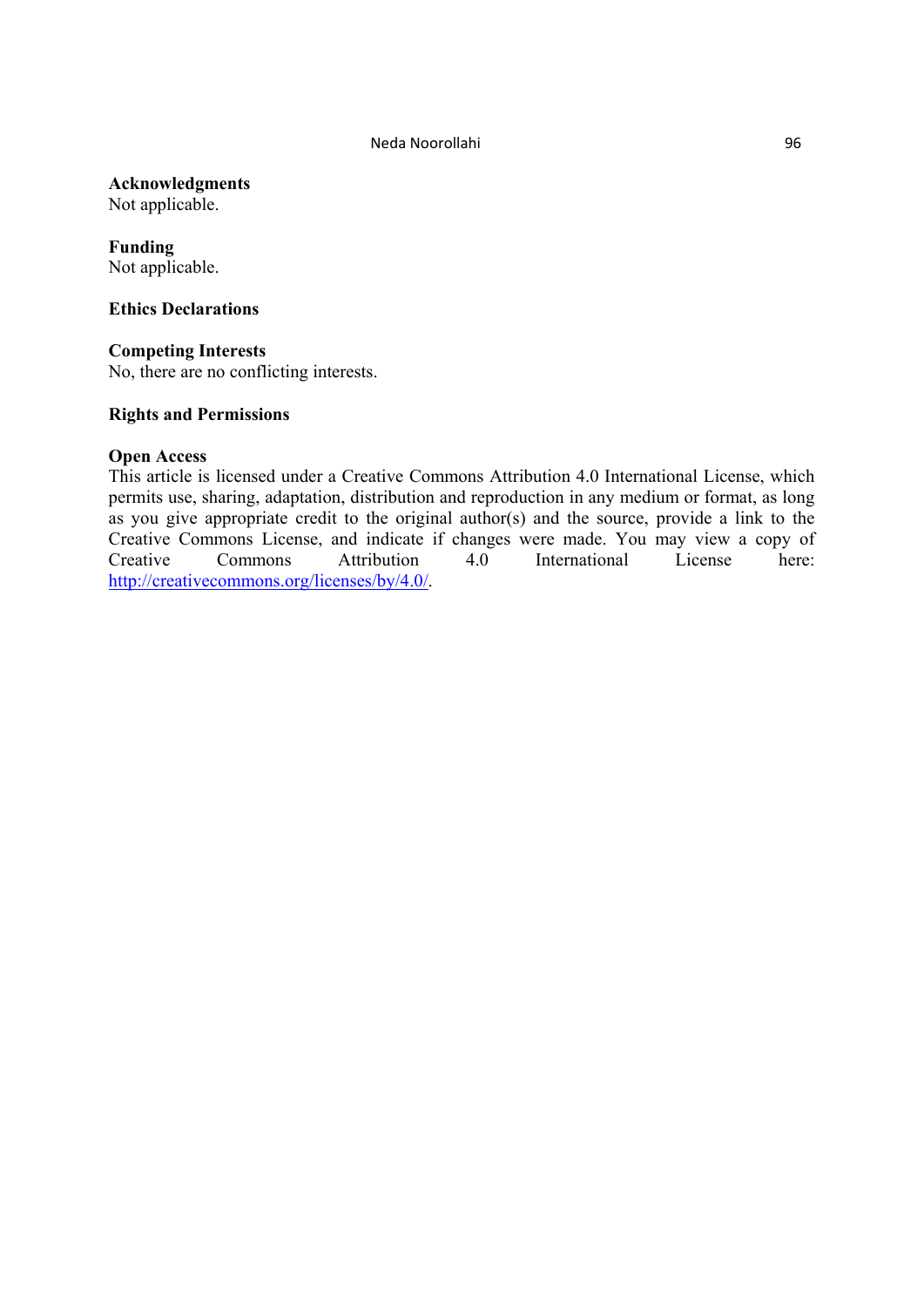## Acknowledgments

Not applicable.

## Funding

Not applicable.

## Ethics Declarations

### Competing Interests

No, there are no conflicting interests.

## Rights and Permissions

### Open Access

This article is licensed under a Creative Commons Attribution 4.0 International License, which permits use, sharing, adaptation, distribution and reproduction in any medium or format, as long as you give appropriate credit to the original author(s) and the source, provide a link to the Creative Commons License, and indicate if changes were made. You may view a copy of Creative Commons Attribution 4.0 International License here: http://creativecommons.org/licenses/by/4.0/.